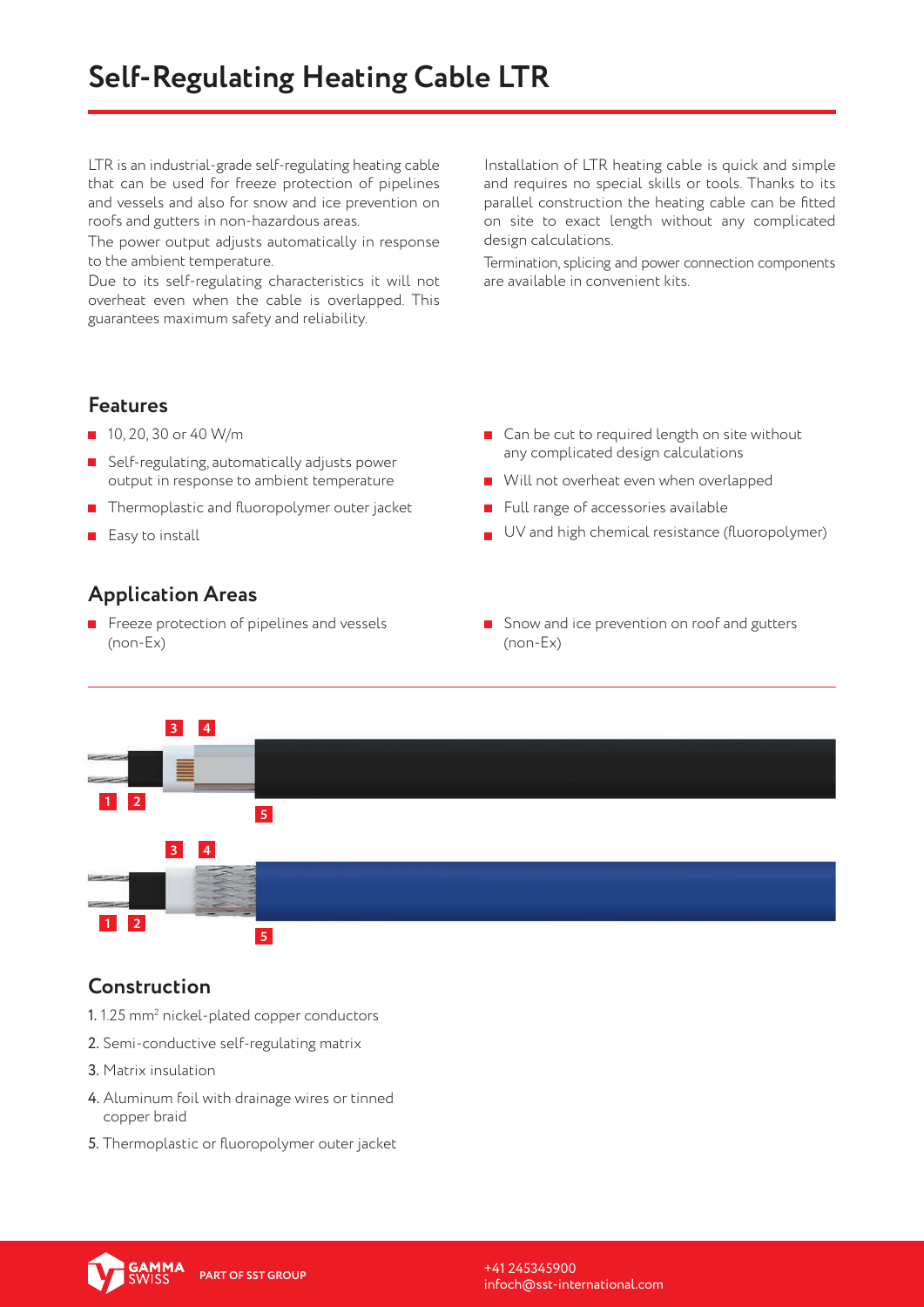# Self-Regulating Heating Cable LTR

LTR is an industrial-grade self-regulating heating cable that can be used for freeze protection of pipelines and vessels and also for snow and ice prevention on roofs and gutters in non-hazardous areas.

The power output adjusts automatically in response to the ambient temperature.

Due to its self-regulating characteristics it will not overheat even when the cable is overlapped. This guarantees maximum safety and reliability.

Installation of LTR heating cable is quick and simple and requires no special skills or tools. Thanks to its parallel construction the heating cable can be fitted on site to exact length without any complicated design calculations.

Termination, splicing and power connection components are available in convenient kits.

## Features

- 10, 20, 30 or 40 W/m
- Self-regulating, automatically adjusts power output in response to ambient temperature
- Thermoplastic and fluoropolymer outer jacket
- Easy to install
- Can be cut to required length on site without any complicated design calculations
- Will not overheat even when overlapped
- Full range of accessories available
- UV and high chemical resistance (fluoropolymer)

## Application Areas

- Freeze protection of pipelines and vessels (non-Ex)
- Snow and ice prevention on roof and gutters (non-Ex)

## Construction

1. 1.25 mm² nickel-plated copper conductors
2. Semi-conductive self-regulating matrix
3. Matrix insulation
4. Aluminum foil with drainage wires or tinned copper braid
5. Thermoplastic or fluoropolymer outer jacket

GAMMA SWISS PART OF SST GROUP

+41 245345900
infoch@sst-international.com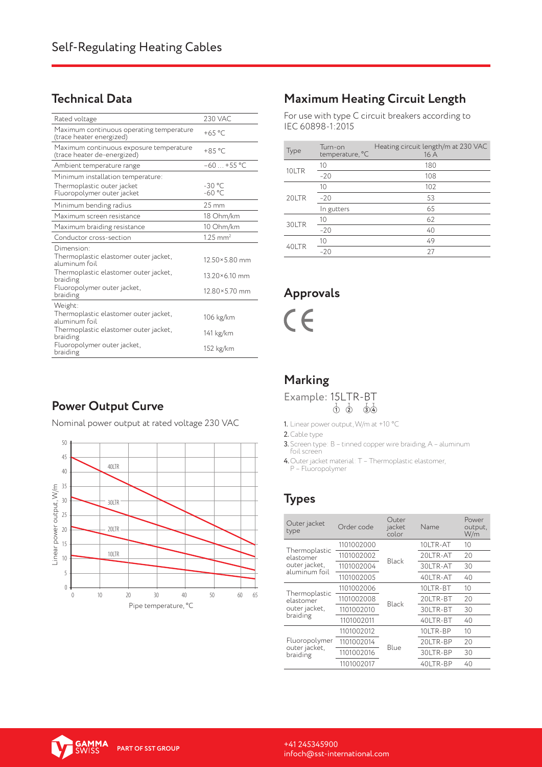# Self-Regulating Heating Cables

## Technical Data

| | |
|---|---|
| Rated voltage | 230 VAC |
| Maximum continuous operating temperature (trace heater energized) | +65 °C |
| Maximum continuous exposure temperature (trace heater de-energized) | +85 °C |
| Ambient temperature range | −60 … +55 °C |
| Minimum installation temperature: | |
| Thermoplastic outer jacket | -30 °C |
| Fluoropolymer outer jacket | -60 °C |
| Minimum bending radius | 25 mm |
| Maximum screen resistance | 18 Ohm/km |
| Maximum braiding resistance | 10 Ohm/km |
| Conductor cross-section | 1.25 mm² |
| Dimension: | |
| Thermoplastic elastomer outer jacket, aluminum foil | 12.50×5.80 mm |
| Thermoplastic elastomer outer jacket, braiding | 13.20×6.10 mm |
| Fluoropolymer outer jacket, braiding | 12.80×5.70 mm |
| Weight: | |
| Thermoplastic elastomer outer jacket, aluminum foil | 106 kg/km |
| Thermoplastic elastomer outer jacket, braiding | 141 kg/km |
| Fluoropolymer outer jacket, braiding | 152 kg/km |

## Power Output Curve

Nominal power output at rated voltage 230 VAC

Linear power output, W/m
0 5 10 15 20 25 30 35 40 45 50
40LTR
30LTR
20LTR
10LTR
0 10 20 30 40 50 60 65
Pipe temperature, °C

## Maximum Heating Circuit Length

For use with type C circuit breakers according to IEC 60898-1:2015

| Type | Turn-on temperature, °C | Heating circuit length/m at 230 VAC 16 A |
|---|---|---|
| 10LTR | 10 | 180 |
| | −20 | 108 |
| 20LTR | 10 | 102 |
| | −20 | 53 |
| | In gutters | 65 |
| 30LTR | 10 | 62 |
| | −20 | 40 |
| 40LTR | 10 | 49 |
| | −20 | 27 |

## Approvals

CE

## Marking

Example: 15LTR-BT

1. Linear power output, W/m at +10 °C
2. Cable type
3. Screen type: B – tinned copper wire braiding, A – aluminum foil screen
4. Outer jacket material: T – Thermoplastic elastomer, P – Fluoropolymer

## Types

| Outer jacket type | Order code | Outer jacket color | Name | Power output, W/m |
|---|---|---|---|---|
| Thermoplastic elastomer outer jacket, aluminum foil | 1101002000 | Black | 10LTR-AT | 10 |
| | 1101002002 | | 20LTR-AT | 20 |
| | 1101002004 | | 30LTR-AT | 30 |
| | 1101002005 | | 40LTR-AT | 40 |
| Thermoplastic elastomer outer jacket, braiding | 1101002006 | Black | 10LTR-BT | 10 |
| | 1101002008 | | 20LTR-BT | 20 |
| | 1101002010 | | 30LTR-BT | 30 |
| | 1101002011 | | 40LTR-BT | 40 |
| Fluoropolymer outer jacket, braiding | 1101002012 | Blue | 10LTR-BP | 10 |
| | 1101002014 | | 20LTR-BP | 20 |
| | 1101002016 | | 30LTR-BP | 30 |
| | 1101002017 | | 40LTR-BP | 40 |

GAMMA SWISS PART OF SST GROUP

+41 245345900
infoch@sst-international.com